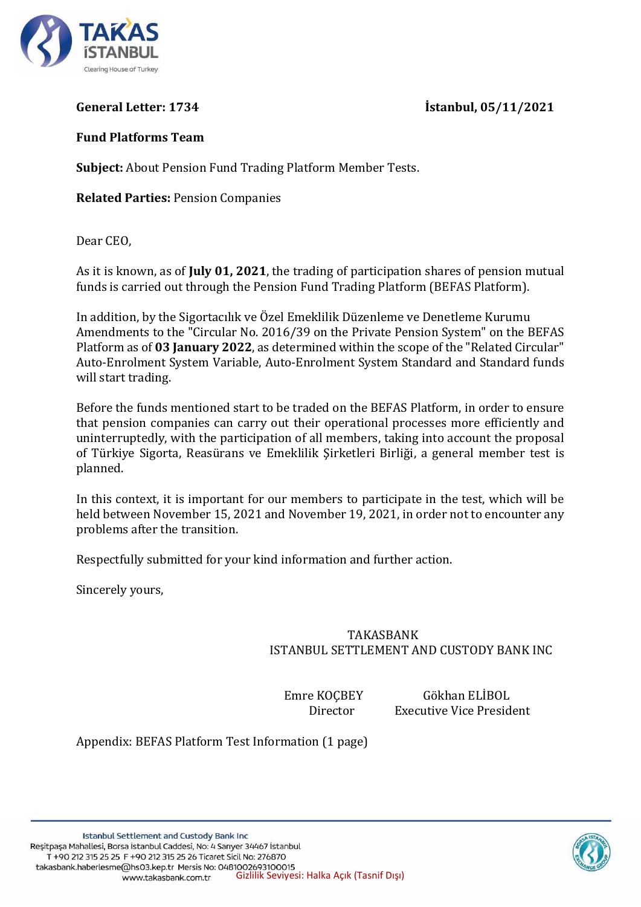**General Letter: 1734** **İstanbul, 05/11/2021**

**Fund Platforms Team**

**Subject:** About Pension Fund Trading Platform Member Tests.

**Related Parties:** Pension Companies

Dear CEO,

As it is known, as of **July 01, 2021**, the trading of participation shares of pension mutual funds is carried out through the Pension Fund Trading Platform (BEFAS Platform).

In addition, by the Sigortacılık ve Özel Emeklilik Düzenleme ve Denetleme Kurumu Amendments to the "Circular No. 2016/39 on the Private Pension System" on the BEFAS Platform as of **03 January 2022**, as determined within the scope of the "Related Circular" Auto-Enrolment System Variable, Auto-Enrolment System Standard and Standard funds will start trading.

Before the funds mentioned start to be traded on the BEFAS Platform, in order to ensure that pension companies can carry out their operational processes more efficiently and uninterruptedly, with the participation of all members, taking into account the proposal of Türkiye Sigorta, Reasürans ve Emeklilik Şirketleri Birliği, a general member test is planned.

In this context, it is important for our members to participate in the test, which will be held between November 15, 2021 and November 19, 2021, in order not to encounter any problems after the transition.

Respectfully submitted for your kind information and further action.

Sincerely yours,

TAKASBANK
ISTANBUL SETTLEMENT AND CUSTODY BANK INC

| Emre KOÇBEY | Gökhan ELİBOL |
| --- | --- |
| Director | Executive Vice President |

Appendix: BEFAS Platform Test Information (1 page)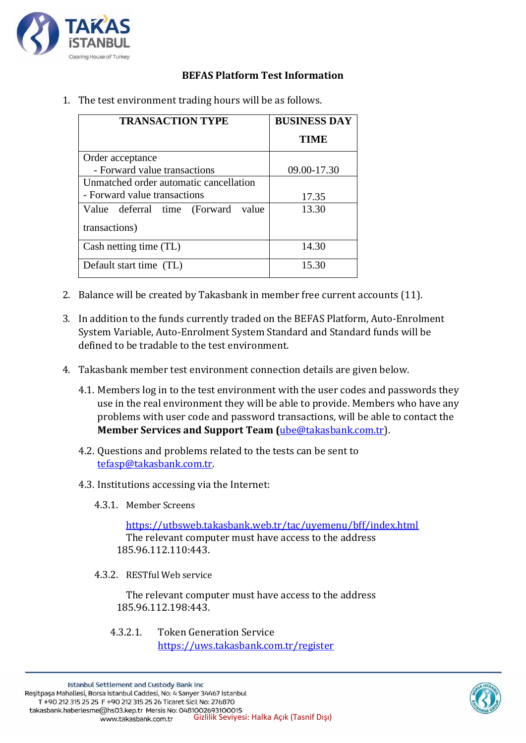## BEFAS Platform Test Information

1. The test environment trading hours will be as follows.

| TRANSACTION TYPE | BUSINESS DAY TIME |
|---|---|
| Order acceptance<br>- Forward value transactions | 09.00-17.30 |
| Unmatched order automatic cancellation<br>- Forward value transactions | 17.35 |
| Value deferral time (Forward value transactions) | 13.30 |
| Cash netting time (TL) | 14.30 |
| Default start time (TL) | 15.30 |

2. Balance will be created by Takasbank in member free current accounts (11).

3. In addition to the funds currently traded on the BEFAS Platform, Auto-Enrolment System Variable, Auto-Enrolment System Standard and Standard funds will be defined to be tradable to the test environment.

4. Takasbank member test environment connection details are given below.

   4.1. Members log in to the test environment with the user codes and passwords they use in the real environment they will be able to provide. Members who have any problems with user code and password transactions, will be able to contact the **Member Services and Support Team (**ube@takasbank.com.tr).

   4.2. Questions and problems related to the tests can be sent to tefasp@takasbank.com.tr.

   4.3. Institutions accessing via the Internet:

      4.3.1. Member Screens

      https://utbsweb.takasbank.web.tr/tac/uyemenu/bff/index.html
      The relevant computer must have access to the address 185.96.112.110:443.

      4.3.2. RESTful Web service

      The relevant computer must have access to the address 185.96.112.198:443.

         4.3.2.1. Token Generation Service
         https://uws.takasbank.com.tr/register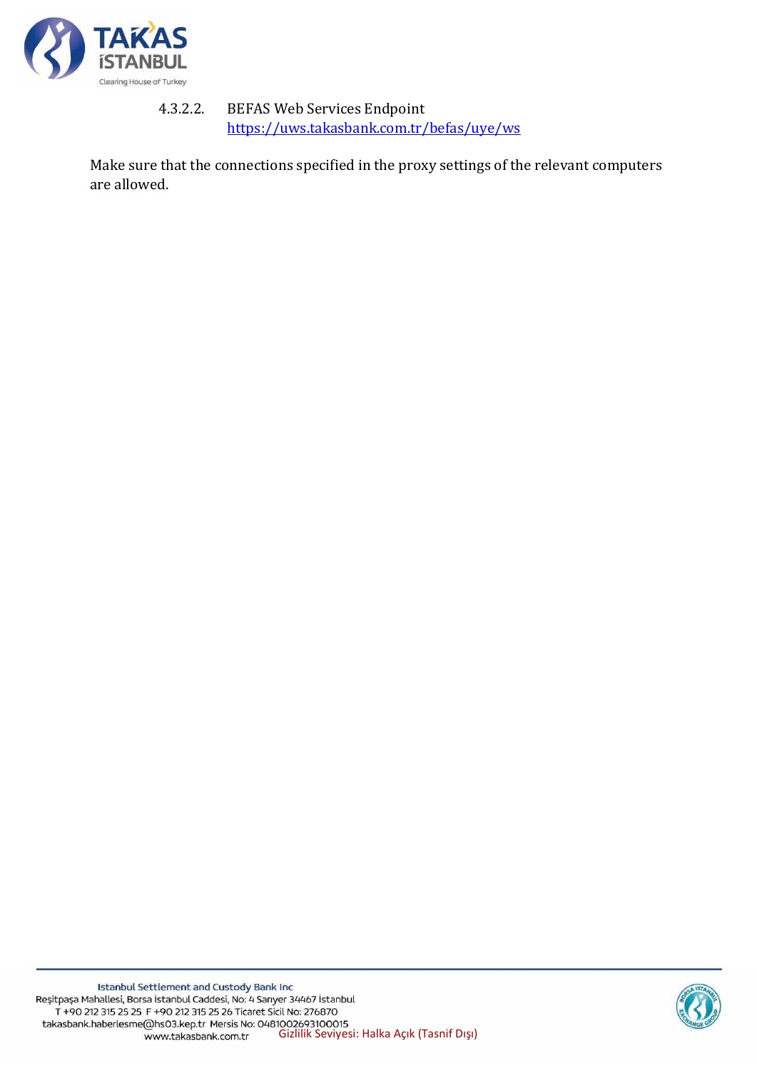#### 4.3.2.2. BEFAS Web Services Endpoint

[https://uws.takasbank.com.tr/befas/uye/ws](https://uws.takasbank.com.tr/befas/uye/ws)

Make sure that the connections specified in the proxy settings of the relevant computers are allowed.